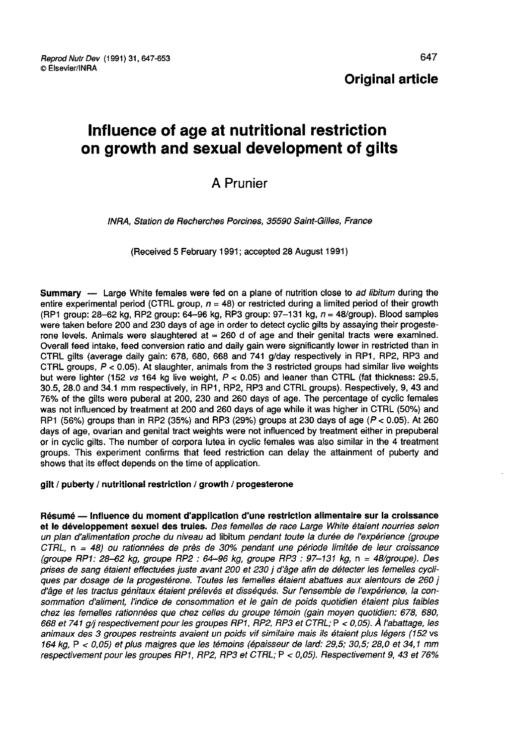**Original article**

# Influence of age at nutritional restriction on growth and sexual development of gilts

A Prunier

*INRA, Station de Recherches Porcines, 35590 Saint-Gilles, France*

(Received 5 February 1991; accepted 28 August 1991)

**Summary** — Large White females were fed on a plane of nutrition close to *ad libitum* during the entire experimental period (CTRL group, $n = 48$) or restricted during a limited period of their growth (RP1 group: 28–62 kg, RP2 group: 64–96 kg, RP3 group: 97–131 kg, $n = 48$/group). Blood samples were taken before 200 and 230 days of age in order to detect cyclic gilts by assaying their progesterone levels. Animals were slaughtered at ≈ 260 d of age and their genital tracts were examined. Overall feed intake, feed conversion ratio and daily gain were significantly lower in restricted than in CTRL gilts (average daily gain: 678, 680, 668 and 741 g/day respectively in RP1, RP2, RP3 and CTRL groups, $P < 0.05$). At slaughter, animals from the 3 restricted groups had similar live weights but were lighter (152 *vs* 164 kg live weight, $P < 0.05$) and leaner than CTRL (fat thickness: 29.5, 30.5, 28.0 and 34.1 mm respectively, in RP1, RP2, RP3 and CTRL groups). Respectively, 9, 43 and 76% of the gilts were puberal at 200, 230 and 260 days of age. The percentage of cyclic females was not influenced by treatment at 200 and 260 days of age while it was higher in CTRL (50%) and RP1 (56%) groups than in RP2 (35%) and RP3 (29%) groups at 230 days of age ($P < 0.05$). At 260 days of age, ovarian and genital tract weights were not influenced by treatment either in prepuberal or in cyclic gilts. The number of corpora lutea in cyclic females was also similar in the 4 treatment groups. This experiment confirms that feed restriction can delay the attainment of puberty and shows that its effect depends on the time of application.

**gilt / puberty / nutritional restriction / growth / progesterone**

**Résumé — Influence du moment d'application d'une restriction alimentaire sur la croissance et le développement sexuel des truies.** *Des femelles de race Large White étaient nourries selon un plan d'alimentation proche du niveau* ad libitum *pendant toute la durée de l'expérience (groupe CTRL,* n = 48*) ou rationnées de près de 30% pendant une période limitée de leur croissance (groupe RP1: 28–62 kg, groupe RP2 : 64–96 kg, groupe RP3 : 97–131 kg,* n = 48/groupe*). Des prises de sang étaient effectuées juste avant 200 et 230 j d'âge afin de détecter les femelles cycliques par dosage de la progestérone. Toutes les femelles étaient abattues aux alentours de 260 j d'âge et les tractus génitaux étaient prélevés et disséqués. Sur l'ensemble de l'expérience, la consommation d'aliment, l'indice de consommation et le gain de poids quotidien étaient plus faibles chez les femelles rationnées que chez celles du groupe témoin (gain moyen quotidien: 678, 680, 668 et 741 g/j respectivement pour les groupes RP1, RP2, RP3 et CTRL;* $P < 0,05$*). À l'abattage, les animaux des 3 groupes restreints avaient un poids vif similaire mais ils étaient plus légers (152* vs *164 kg,* $P < 0,05$*) et plus maigres que les témoins (épaisseur de lard: 29,5; 30,5; 28,0 et 34,1 mm respectivement pour les groupes RP1, RP2, RP3 et CTRL;* $P < 0,05$*). Respectivement 9, 43 et 76%*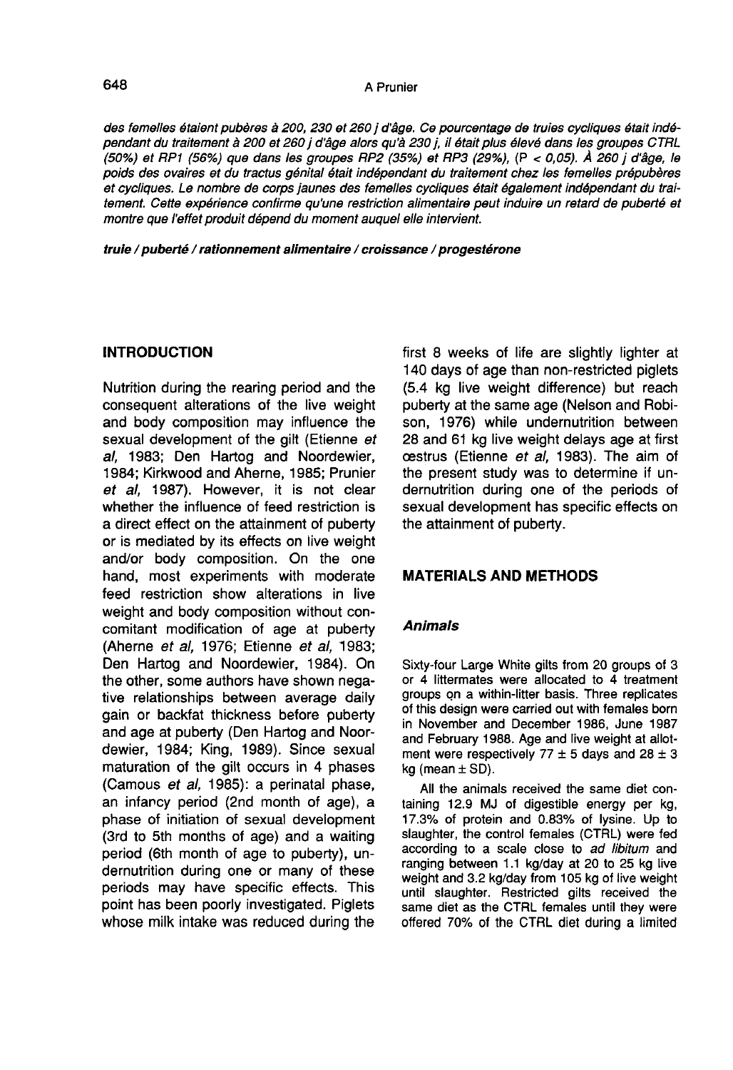*des femelles étaient pubères à 200, 230 et 260 j d'âge. Ce pourcentage de truies cycliques était indépendant du traitement à 200 et 260 j d'âge alors qu'à 230 j, il était plus élevé dans les groupes CTRL (50%) et RP1 (56%) que dans les groupes RP2 (35%) et RP3 (29%), (P < 0,05). À 260 j d'âge, le poids des ovaires et du tractus génital était indépendant du traitement chez les femelles prépubères et cycliques. Le nombre de corps jaunes des femelles cycliques était également indépendant du traitement. Cette expérience confirme qu'une restriction alimentaire peut induire un retard de puberté et montre que l'effet produit dépend du moment auquel elle intervient.*

***truie / puberté / rationnement alimentaire / croissance / progestérone***

## INTRODUCTION

Nutrition during the rearing period and the consequent alterations of the live weight and body composition may influence the sexual development of the gilt (Etienne *et al*, 1983; Den Hartog and Noordewier, 1984; Kirkwood and Aherne, 1985; Prunier *et al*, 1987). However, it is not clear whether the influence of feed restriction is a direct effect on the attainment of puberty or is mediated by its effects on live weight and/or body composition. On the one hand, most experiments with moderate feed restriction show alterations in live weight and body composition without concomitant modification of age at puberty (Aherne *et al*, 1976; Etienne *et al*, 1983; Den Hartog and Noordewier, 1984). On the other, some authors have shown negative relationships between average daily gain or backfat thickness before puberty and age at puberty (Den Hartog and Noordewier, 1984; King, 1989). Since sexual maturation of the gilt occurs in 4 phases (Camous *et al*, 1985): a perinatal phase, an infancy period (2nd month of age), a phase of initiation of sexual development (3rd to 5th months of age) and a waiting period (6th month of age to puberty), undernutrition during one or many of these periods may have specific effects. This point has been poorly investigated. Piglets whose milk intake was reduced during the first 8 weeks of life are slightly lighter at 140 days of age than non-restricted piglets (5.4 kg live weight difference) but reach puberty at the same age (Nelson and Robison, 1976) while undernutrition between 28 and 61 kg live weight delays age at first œstrus (Etienne *et al*, 1983). The aim of the present study was to determine if undernutrition during one of the periods of sexual development has specific effects on the attainment of puberty.

## MATERIALS AND METHODS

### Animals

Sixty-four Large White gilts from 20 groups of 3 or 4 littermates were allocated to 4 treatment groups on a within-litter basis. Three replicates of this design were carried out with females born in November and December 1986, June 1987 and February 1988. Age and live weight at allotment were respectively 77 ± 5 days and 28 ± 3 kg (mean ± SD).

All the animals received the same diet containing 12.9 MJ of digestible energy per kg, 17.3% of protein and 0.83% of lysine. Up to slaughter, the control females (CTRL) were fed according to a scale close to *ad libitum* and ranging between 1.1 kg/day at 20 to 25 kg live weight and 3.2 kg/day from 105 kg of live weight until slaughter. Restricted gilts received the same diet as the CTRL females until they were offered 70% of the CTRL diet during a limited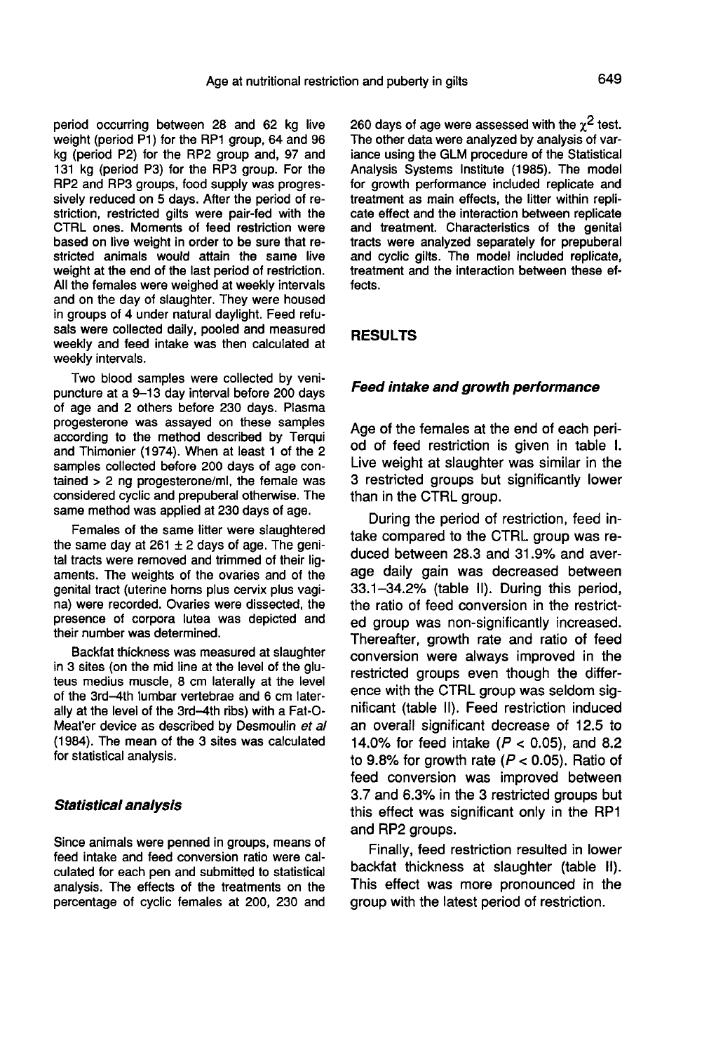period occurring between 28 and 62 kg live weight (period P1) for the RP1 group, 64 and 96 kg (period P2) for the RP2 group and, 97 and 131 kg (period P3) for the RP3 group. For the RP2 and RP3 groups, food supply was progressively reduced on 5 days. After the period of restriction, restricted gilts were pair-fed with the CTRL ones. Moments of feed restriction were based on live weight in order to be sure that restricted animals would attain the same live weight at the end of the last period of restriction. All the females were weighed at weekly intervals and on the day of slaughter. They were housed in groups of 4 under natural daylight. Feed refusals were collected daily, pooled and measured weekly and feed intake was then calculated at weekly intervals.

Two blood samples were collected by venipuncture at a 9–13 day interval before 200 days of age and 2 others before 230 days. Plasma progesterone was assayed on these samples according to the method described by Terqui and Thimonier (1974). When at least 1 of the 2 samples collected before 200 days of age contained > 2 ng progesterone/ml, the female was considered cyclic and prepuberal otherwise. The same method was applied at 230 days of age.

Females of the same litter were slaughtered the same day at 261 ± 2 days of age. The genital tracts were removed and trimmed of their ligaments. The weights of the ovaries and of the genital tract (uterine horns plus cervix plus vagina) were recorded. Ovaries were dissected, the presence of corpora lutea was depicted and their number was determined.

Backfat thickness was measured at slaughter in 3 sites (on the mid line at the level of the gluteus medius muscle, 8 cm laterally at the level of the 3rd–4th lumbar vertebrae and 6 cm laterally at the level of the 3rd–4th ribs) with a Fat-O-Meat'er device as described by Desmoulin *et al* (1984). The mean of the 3 sites was calculated for statistical analysis.

### *Statistical analysis*

Since animals were penned in groups, means of feed intake and feed conversion ratio were calculated for each pen and submitted to statistical analysis. The effects of the treatments on the percentage of cyclic females at 200, 230 and 260 days of age were assessed with the $\chi^2$ test. The other data were analyzed by analysis of variance using the GLM procedure of the Statistical Analysis Systems Institute (1985). The model for growth performance included replicate and treatment as main effects, the litter within replicate effect and the interaction between replicate and treatment. Characteristics of the genital tracts were analyzed separately for prepuberal and cyclic gilts. The model included replicate, treatment and the interaction between these effects.

## RESULTS

### *Feed intake and growth performance*

Age of the females at the end of each period of feed restriction is given in table I. Live weight at slaughter was similar in the 3 restricted groups but significantly lower than in the CTRL group.

During the period of restriction, feed intake compared to the CTRL group was reduced between 28.3 and 31.9% and average daily gain was decreased between 33.1–34.2% (table II). During this period, the ratio of feed conversion in the restricted group was non-significantly increased. Thereafter, growth rate and ratio of feed conversion were always improved in the restricted groups even though the difference with the CTRL group was seldom significant (table II). Feed restriction induced an overall significant decrease of 12.5 to 14.0% for feed intake ($P < 0.05$), and 8.2 to 9.8% for growth rate ($P < 0.05$). Ratio of feed conversion was improved between 3.7 and 6.3% in the 3 restricted groups but this effect was significant only in the RP1 and RP2 groups.

Finally, feed restriction resulted in lower backfat thickness at slaughter (table II). This effect was more pronounced in the group with the latest period of restriction.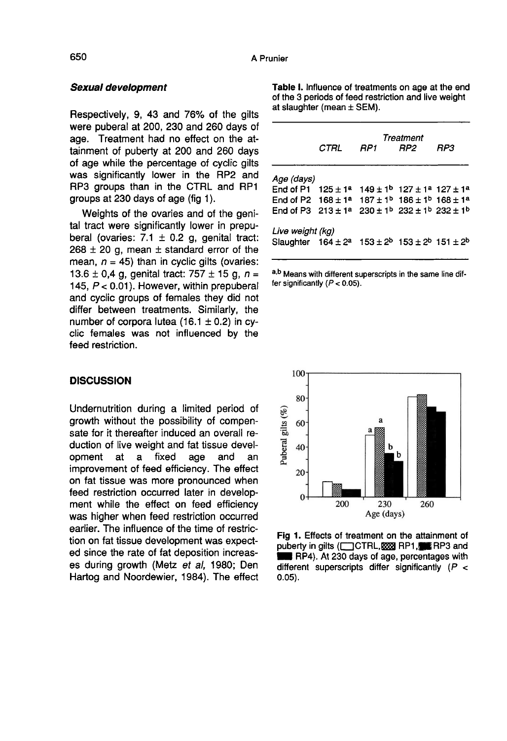### *Sexual development*

Respectively, 9, 43 and 76% of the gilts were puberal at 200, 230 and 260 days of age. Treatment had no effect on the attainment of puberty at 200 and 260 days of age while the percentage of cyclic gilts was significantly lower in the RP2 and RP3 groups than in the CTRL and RP1 groups at 230 days of age (fig 1).

Weights of the ovaries and of the genital tract were significantly lower in prepuberal (ovaries: 7.1 ± 0.2 g, genital tract: 268 ± 20 g, mean ± standard error of the mean, $n$ = 45) than in cyclic gilts (ovaries: 13.6 ± 0,4 g, genital tract: 757 ± 15 g, $n$ = 145, $P$ < 0.01). However, within prepuberal and cyclic groups of females they did not differ between treatments. Similarly, the number of corpora lutea (16.1 ± 0.2) in cyclic females was not influenced by the feed restriction.

**Table I.** Influence of treatments on age at the end of the 3 periods of feed restriction and live weight at slaughter (mean ± SEM).

| | Treatment | | | |
|---|---|---|---|---|
| | *CTRL* | *RP1* | *RP2* | *RP3* |
| *Age (days)* | | | | |
| End of P1 | $125 \pm 1^a$ | $149 \pm 1^b$ | $127 \pm 1^a$ | $127 \pm 1^a$ |
| End of P2 | $168 \pm 1^a$ | $187 \pm 1^b$ | $186 \pm 1^b$ | $168 \pm 1^a$ |
| End of P3 | $213 \pm 1^a$ | $230 \pm 1^b$ | $232 \pm 1^b$ | $232 \pm 1^b$ |
| *Live weight (kg)* | | | | |
| Slaughter | $164 \pm 2^a$ | $153 \pm 2^b$ | $153 \pm 2^b$ | $151 \pm 2^b$ |

[a,b] Means with different superscripts in the same line differ significantly ($P$ < 0.05).

## DISCUSSION

Undernutrition during a limited period of growth without the possibility of compensate for it thereafter induced an overall reduction of live weight and fat tissue development at a fixed age and an improvement of feed efficiency. The effect on fat tissue was more pronounced when feed restriction occurred later in development while the effect on feed efficiency was higher when feed restriction occurred earlier. The influence of the time of restriction on fat tissue development was expected since the rate of fat deposition increases during growth (Metz *et al*, 1980; Den Hartog and Noordewier, 1984). The effect

**Fig 1.** Effects of treatment on the attainment of puberty in gilts (□ CTRL, ▒ RP1, ■ RP3 and ■ RP4). At 230 days of age, percentages with different superscripts differ significantly ($P$ < 0.05).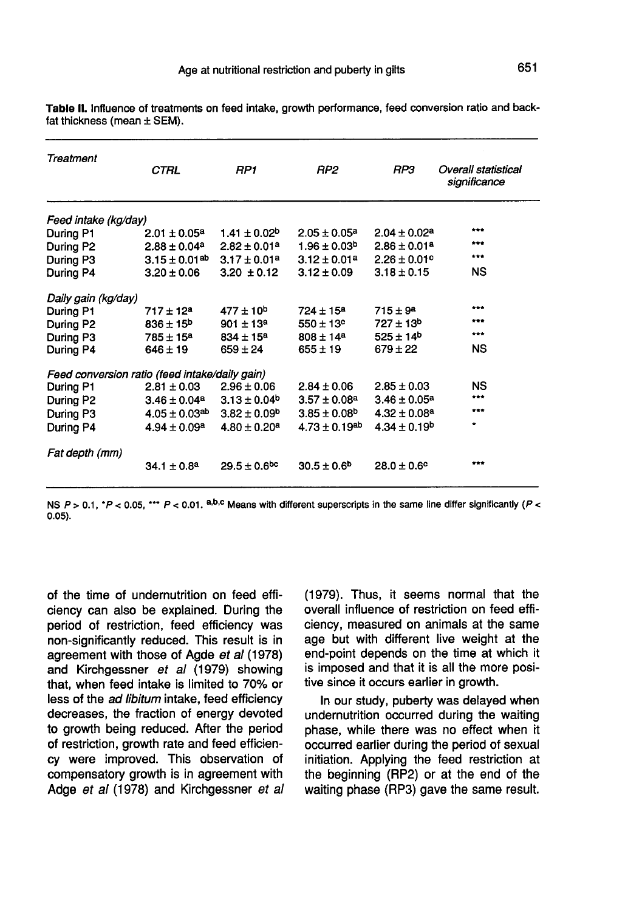**Table II.** Influence of treatments on feed intake, growth performance, feed conversion ratio and back-fat thickness (mean ± SEM).

| Treatment | CTRL | RP1 | RP2 | RP3 | Overall statistical significance |
|---|---|---|---|---|---|
| *Feed intake (kg/day)* | | | | | |
| During P1 | 2.01 ± 0.05$^{a}$ | 1.41 ± 0.02$^{b}$ | 2.05 ± 0.05$^{a}$ | 2.04 ± 0.02$^{a}$ | *** |
| During P2 | 2.88 ± 0.04$^{a}$ | 2.82 ± 0.01$^{a}$ | 1.96 ± 0.03$^{b}$ | 2.86 ± 0.01$^{a}$ | *** |
| During P3 | 3.15 ± 0.01$^{ab}$ | 3.17 ± 0.01$^{a}$ | 3.12 ± 0.01$^{a}$ | 2.26 ± 0.01$^{c}$ | *** |
| During P4 | 3.20 ± 0.06 | 3.20 ± 0.12 | 3.12 ± 0.09 | 3.18 ± 0.15 | NS |
| *Daily gain (kg/day)* | | | | | |
| During P1 | 717 ± 12$^{a}$ | 477 ± 10$^{b}$ | 724 ± 15$^{a}$ | 715 ± 9$^{a}$ | *** |
| During P2 | 836 ± 15$^{b}$ | 901 ± 13$^{a}$ | 550 ± 13$^{c}$ | 727 ± 13$^{b}$ | *** |
| During P3 | 785 ± 15$^{a}$ | 834 ± 15$^{a}$ | 808 ± 14$^{a}$ | 525 ± 14$^{b}$ | *** |
| During P4 | 646 ± 19 | 659 ± 24 | 655 ± 19 | 679 ± 22 | NS |
| *Feed conversion ratio (feed intake/daily gain)* | | | | | |
| During P1 | 2.81 ± 0.03 | 2.96 ± 0.06 | 2.84 ± 0.06 | 2.85 ± 0.03 | NS |
| During P2 | 3.46 ± 0.04$^{a}$ | 3.13 ± 0.04$^{b}$ | 3.57 ± 0.08$^{a}$ | 3.46 ± 0.05$^{a}$ | *** |
| During P3 | 4.05 ± 0.03$^{ab}$ | 3.82 ± 0.09$^{b}$ | 3.85 ± 0.08$^{b}$ | 4.32 ± 0.08$^{a}$ | *** |
| During P4 | 4.94 ± 0.09$^{a}$ | 4.80 ± 0.20$^{a}$ | 4.73 ± 0.19$^{ab}$ | 4.34 ± 0.19$^{b}$ | * |
| *Fat depth (mm)* | 34.1 ± 0.8$^{a}$ | 29.5 ± 0.6$^{bc}$ | 30.5 ± 0.6$^{b}$ | 28.0 ± 0.6$^{c}$ | *** |

NS $P > 0.1$, * $P < 0.05$, *** $P < 0.01$. a,b,c Means with different superscripts in the same line differ significantly ($P < 0.05$).

of the time of undernutrition on feed efficiency can also be explained. During the period of restriction, feed efficiency was non-significantly reduced. This result is in agreement with those of Agde *et al* (1978) and Kirchgessner *et al* (1979) showing that, when feed intake is limited to 70% or less of the *ad libitum* intake, feed efficiency decreases, the fraction of energy devoted to growth being reduced. After the period of restriction, growth rate and feed efficiency were improved. This observation of compensatory growth is in agreement with Adge *et al* (1978) and Kirchgessner *et al* (1979). Thus, it seems normal that the overall influence of restriction on feed efficiency, measured on animals at the same age but with different live weight at the end-point depends on the time at which it is imposed and that it is all the more positive since it occurs earlier in growth.

In our study, puberty was delayed when undernutrition occurred during the waiting phase, while there was no effect when it occurred earlier during the period of sexual initiation. Applying the feed restriction at the beginning (RP2) or at the end of the waiting phase (RP3) gave the same result.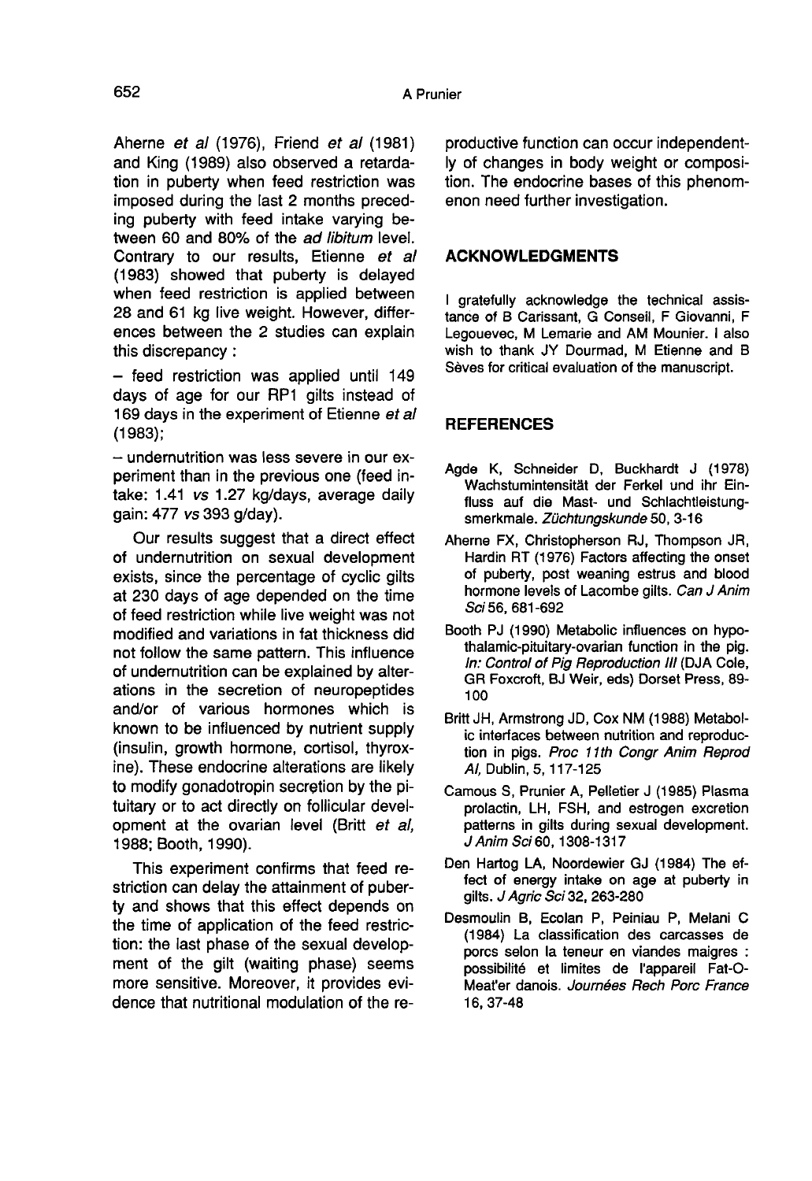Aherne *et al* (1976), Friend *et al* (1981) and King (1989) also observed a retardation in puberty when feed restriction was imposed during the last 2 months preceding puberty with feed intake varying between 60 and 80% of the *ad libitum* level. Contrary to our results, Etienne *et al* (1983) showed that puberty is delayed when feed restriction is applied between 28 and 61 kg live weight. However, differences between the 2 studies can explain this discrepancy :

– feed restriction was applied until 149 days of age for our RP1 gilts instead of 169 days in the experiment of Etienne *et al* (1983);

– undernutrition was less severe in our experiment than in the previous one (feed intake: 1.41 *vs* 1.27 kg/days, average daily gain: 477 *vs* 393 g/day).

Our results suggest that a direct effect of undernutrition on sexual development exists, since the percentage of cyclic gilts at 230 days of age depended on the time of feed restriction while live weight was not modified and variations in fat thickness did not follow the same pattern. This influence of undernutrition can be explained by alterations in the secretion of neuropeptides and/or of various hormones which is known to be influenced by nutrient supply (insulin, growth hormone, cortisol, thyroxine). These endocrine alterations are likely to modify gonadotropin secretion by the pituitary or to act directly on follicular development at the ovarian level (Britt *et al*, 1988; Booth, 1990).

This experiment confirms that feed restriction can delay the attainment of puberty and shows that this effect depends on the time of application of the feed restriction: the last phase of the sexual development of the gilt (waiting phase) seems more sensitive. Moreover, it provides evidence that nutritional modulation of the reproductive function can occur independently of changes in body weight or composition. The endocrine bases of this phenomenon need further investigation.

## ACKNOWLEDGMENTS

I gratefully acknowledge the technical assistance of B Carissant, G Conseil, F Giovanni, F Legouevec, M Lemarie and AM Mounier. I also wish to thank JY Dourmad, M Etienne and B Sèves for critical evaluation of the manuscript.

## REFERENCES

Agde K, Schneider D, Buckhardt J (1978) Wachstumintensität der Ferkel und ihr Einfluss auf die Mast- und Schlachtleistungsmerkmale. *Züchtungskunde* 50, 3-16

Aherne FX, Christopherson RJ, Thompson JR, Hardin RT (1976) Factors affecting the onset of puberty, post weaning estrus and blood hormone levels of Lacombe gilts. *Can J Anim Sci* 56, 681-692

Booth PJ (1990) Metabolic influences on hypothalamic-pituitary-ovarian function in the pig. *In: Control of Pig Reproduction III* (DJA Cole, GR Foxcroft, BJ Weir, eds) Dorset Press, 89-100

Britt JH, Armstrong JD, Cox NM (1988) Metabolic interfaces between nutrition and reproduction in pigs. *Proc 11th Congr Anim Reprod AI*, Dublin, 5, 117-125

Camous S, Prunier A, Pelletier J (1985) Plasma prolactin, LH, FSH, and estrogen excretion patterns in gilts during sexual development. *J Anim Sci* 60, 1308-1317

Den Hartog LA, Noordewier GJ (1984) The effect of energy intake on age at puberty in gilts. *J Agric Sci* 32, 263-280

Desmoulin B, Ecolan P, Peiniau P, Melani C (1984) La classification des carcasses de porcs selon la teneur en viandes maigres : possibilité et limites de l'appareil Fat-O-Meat'er danois. *Journées Rech Porc France* 16, 37-48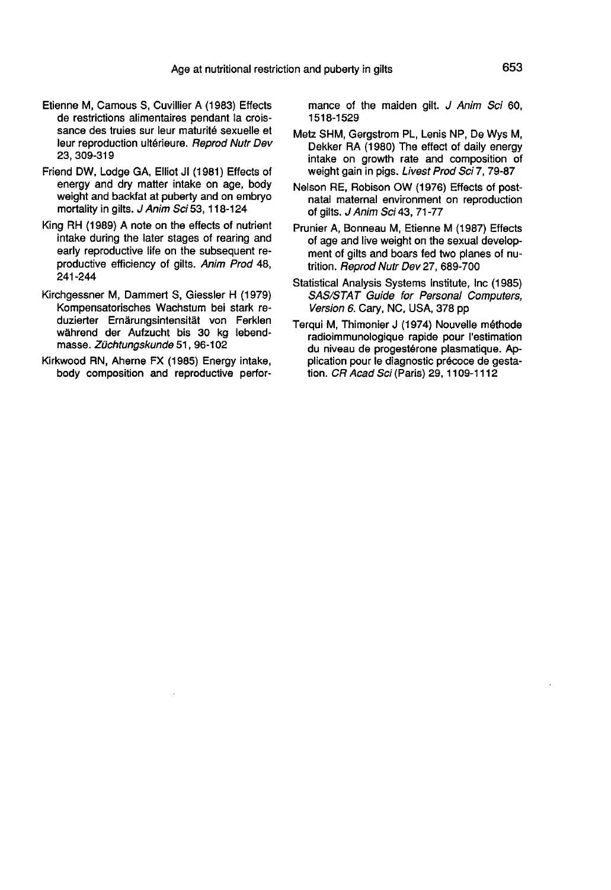Etienne M, Camous S, Cuvillier A (1983) Effects de restrictions alimentaires pendant la croissance des truies sur leur maturité sexuelle et leur reproduction ultérieure. *Reprod Nutr Dev* 23, 309-319

Friend DW, Lodge GA, Elliot JI (1981) Effects of energy and dry matter intake on age, body weight and backfat at puberty and on embryo mortality in gilts. *J Anim Sci* 53, 118-124

King RH (1989) A note on the effects of nutrient intake during the later stages of rearing and early reproductive life on the subsequent reproductive efficiency of gilts. *Anim Prod* 48, 241-244

Kirchgessner M, Dammert S, Giessler H (1979) Kompensatorisches Wachstum bei stark reduzierter Ernärungsintensität von Ferklen während der Aufzucht bis 30 kg lebendmasse. *Züchtungskunde* 51, 96-102

Kirkwood RN, Aherne FX (1985) Energy intake, body composition and reproductive performance of the maiden gilt. *J Anim Sci* 60, 1518-1529

Metz SHM, Gergstrom PL, Lenis NP, De Wys M, Dekker RA (1980) The effect of daily energy intake on growth rate and composition of weight gain in pigs. *Livest Prod Sci* 7, 79-87

Nelson RE, Robison OW (1976) Effects of postnatal maternal environment on reproduction of gilts. *J Anim Sci* 43, 71-77

Prunier A, Bonneau M, Etienne M (1987) Effects of age and live weight on the sexual development of gilts and boars fed two planes of nutrition. *Reprod Nutr Dev* 27, 689-700

Statistical Analysis Systems Institute, Inc (1985) *SAS/STAT Guide for Personal Computers, Version 6.* Cary, NC, USA, 378 pp

Terqui M, Thimonier J (1974) Nouvelle méthode radioimmunologique rapide pour l'estimation du niveau de progestérone plasmatique. Application pour le diagnostic précoce de gestation. *CR Acad Sci* (Paris) 29, 1109-1112